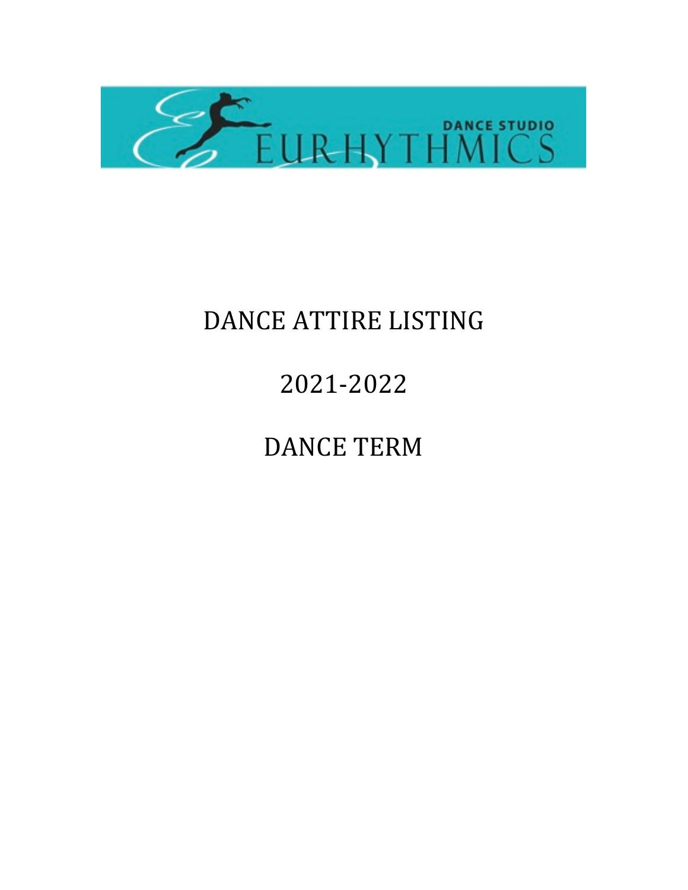EURHYTHMICS DANCE STUDIO

# DANCE ATTIRE LISTING

# 2021-2022

# DANCE TERM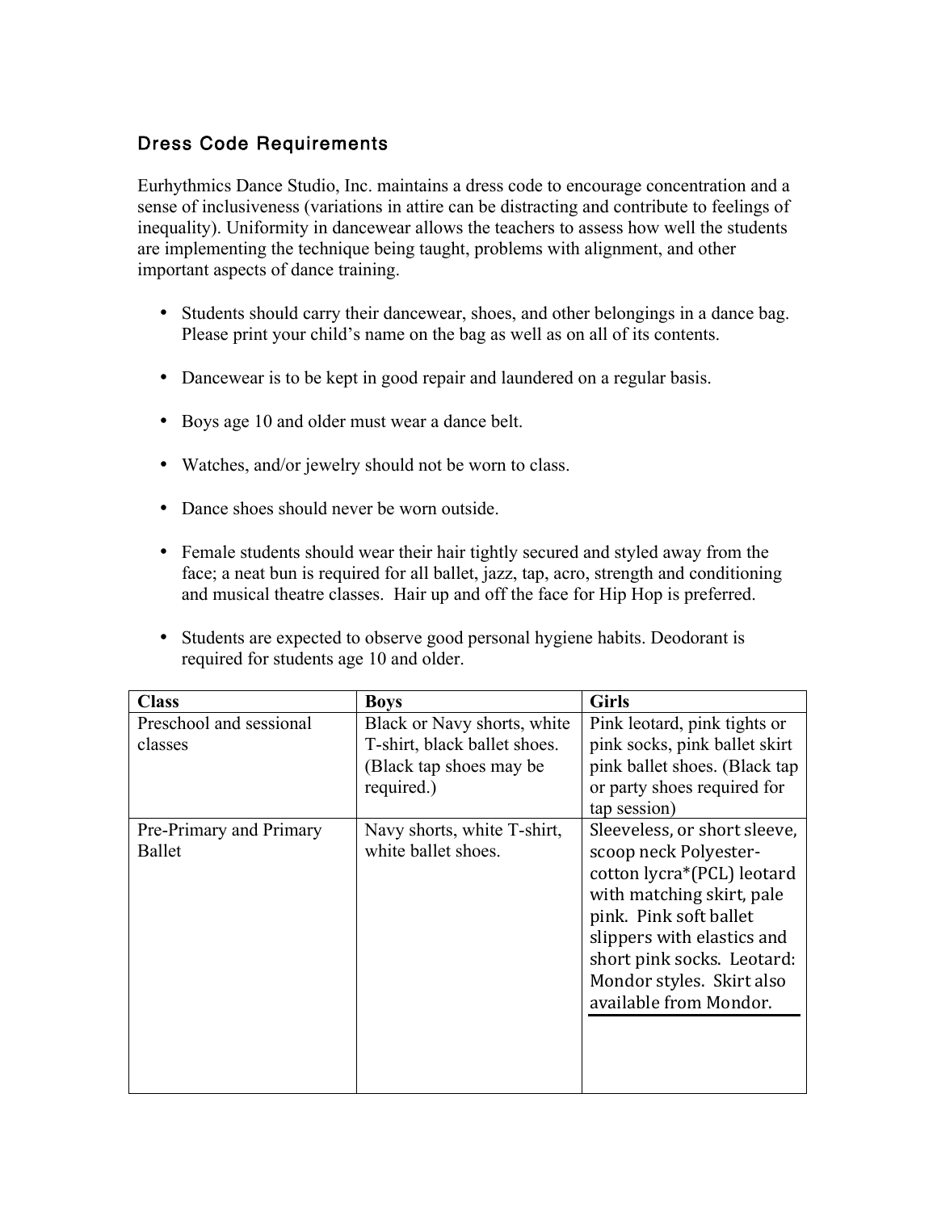## Dress Code Requirements

Eurhythmics Dance Studio, Inc. maintains a dress code to encourage concentration and a sense of inclusiveness (variations in attire can be distracting and contribute to feelings of inequality). Uniformity in dancewear allows the teachers to assess how well the students are implementing the technique being taught, problems with alignment, and other important aspects of dance training.

- Students should carry their dancewear, shoes, and other belongings in a dance bag. Please print your child's name on the bag as well as on all of its contents.
- Dancewear is to be kept in good repair and laundered on a regular basis.
- Boys age 10 and older must wear a dance belt.
- Watches, and/or jewelry should not be worn to class.
- Dance shoes should never be worn outside.
- Female students should wear their hair tightly secured and styled away from the face; a neat bun is required for all ballet, jazz, tap, acro, strength and conditioning and musical theatre classes. Hair up and off the face for Hip Hop is preferred.
- Students are expected to observe good personal hygiene habits. Deodorant is required for students age 10 and older.

| Class | Boys | Girls |
|---|---|---|
| Preschool and sessional classes | Black or Navy shorts, white T-shirt, black ballet shoes. (Black tap shoes may be required.) | Pink leotard, pink tights or pink socks, pink ballet skirt pink ballet shoes. (Black tap or party shoes required for tap session) |
| Pre-Primary and Primary Ballet | Navy shorts, white T-shirt, white ballet shoes. | Sleeveless, or short sleeve, scoop neck Polyester-cotton lycra*(PCL) leotard with matching skirt, pale pink. Pink soft ballet slippers with elastics and short pink socks. Leotard: Mondor styles. Skirt also available from Mondor. |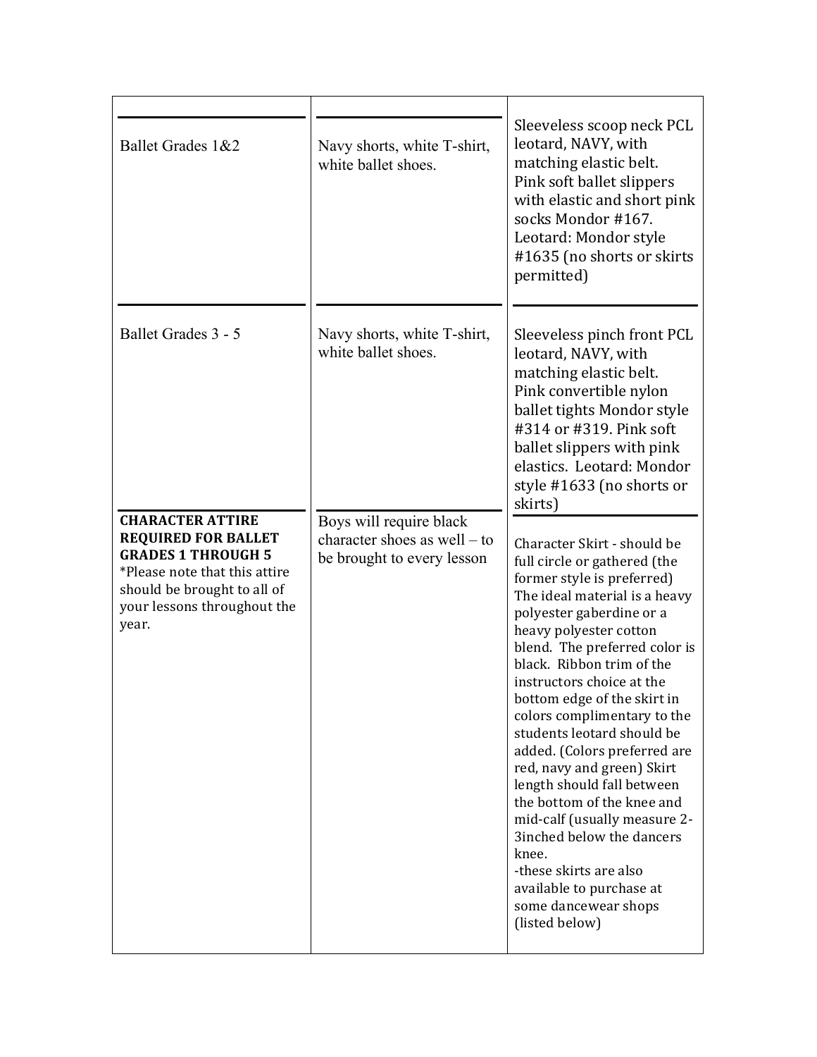| | | |
|---|---|---|
| Ballet Grades 1&2 | Navy shorts, white T-shirt, white ballet shoes. | Sleeveless scoop neck PCL leotard, NAVY, with matching elastic belt. Pink soft ballet slippers with elastic and short pink socks Mondor #167. Leotard: Mondor style #1635 (no shorts or skirts permitted) |
| Ballet Grades 3 - 5 | Navy shorts, white T-shirt, white ballet shoes. | Sleeveless pinch front PCL leotard, NAVY, with matching elastic belt. Pink convertible nylon ballet tights Mondor style #314 or #319. Pink soft ballet slippers with pink elastics. Leotard: Mondor style #1633 (no shorts or skirts) |
| **CHARACTER ATTIRE REQUIRED FOR BALLET GRADES 1 THROUGH 5** *Please note that this attire should be brought to all of your lessons throughout the year. | Boys will require black character shoes as well – to be brought to every lesson | Character Skirt - should be full circle or gathered (the former style is preferred) The ideal material is a heavy polyester gaberdine or a heavy polyester cotton blend. The preferred color is black. Ribbon trim of the instructors choice at the bottom edge of the skirt in colors complimentary to the students leotard should be added. (Colors preferred are red, navy and green) Skirt length should fall between the bottom of the knee and mid-calf (usually measure 2-3inched below the dancers knee. -these skirts are also available to purchase at some dancewear shops (listed below) |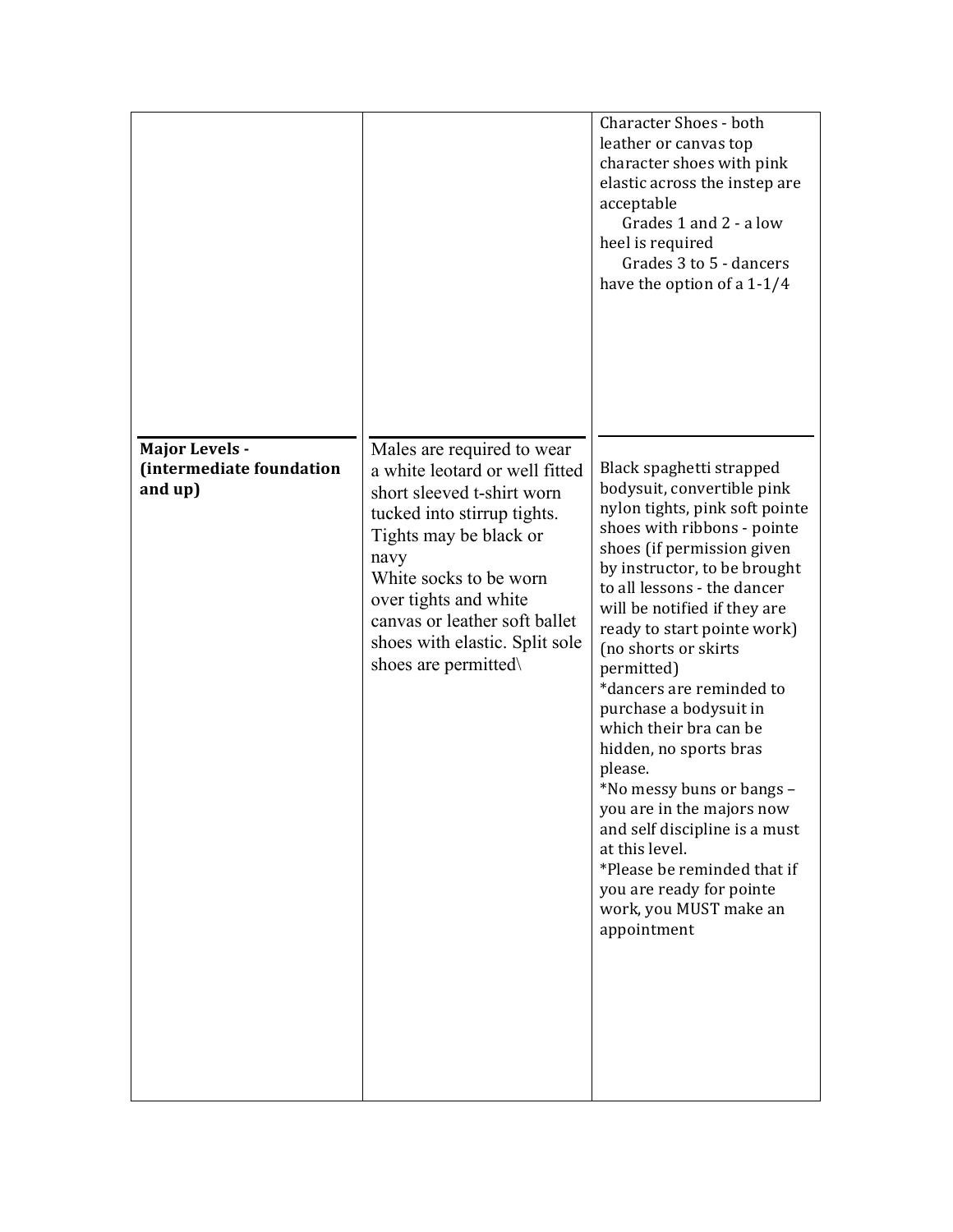| | | |
|---|---|---|
| | | Character Shoes - both leather or canvas top character shoes with pink elastic across the instep are acceptable<br>Grades 1 and 2 - a low heel is required<br>Grades 3 to 5 - dancers have the option of a 1-1/4 |
| **Major Levels - (intermediate foundation and up)** | Males are required to wear a white leotard or well fitted short sleeved t-shirt worn tucked into stirrup tights. Tights may be black or navy<br>White socks to be worn over tights and white canvas or leather soft ballet shoes with elastic. Split sole shoes are permitted\ | Black spaghetti strapped bodysuit, convertible pink nylon tights, pink soft pointe shoes with ribbons - pointe shoes (if permission given by instructor, to be brought to all lessons - the dancer will be notified if they are ready to start pointe work) (no shorts or skirts permitted)<br>*dancers are reminded to purchase a bodysuit in which their bra can be hidden, no sports bras please.<br>*No messy buns or bangs – you are in the majors now and self discipline is a must at this level.<br>*Please be reminded that if you are ready for pointe work, you MUST make an appointment |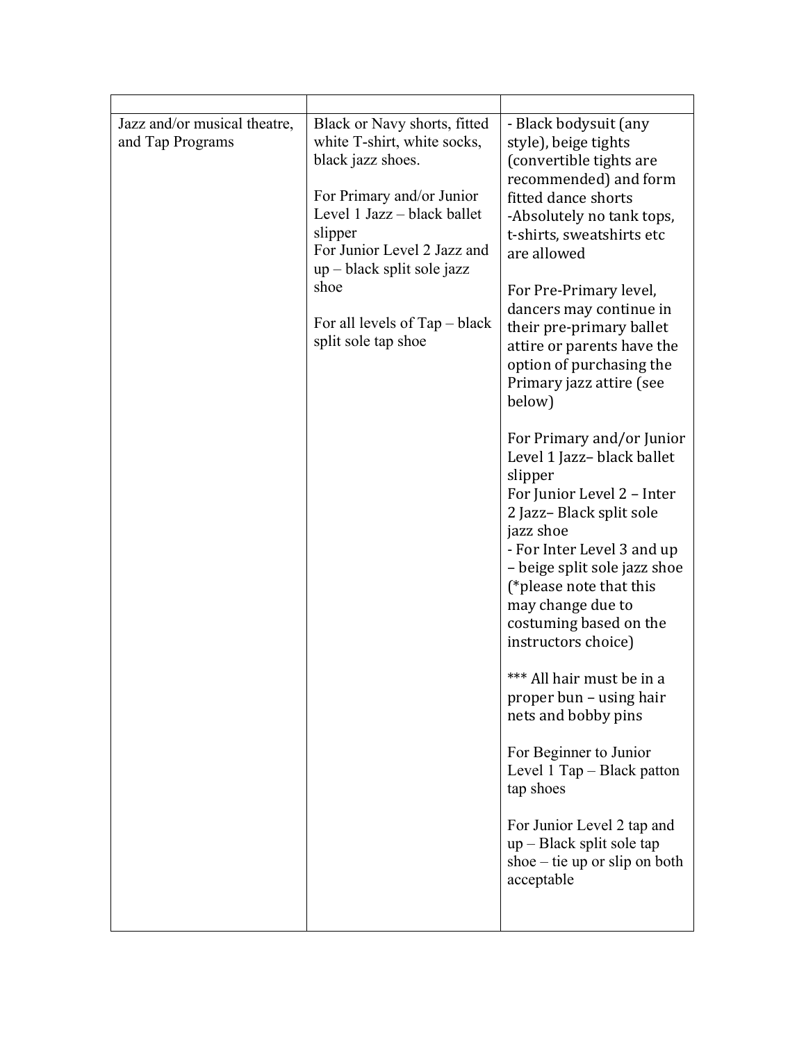| | | |
|---|---|---|
| Jazz and/or musical theatre, and Tap Programs | Black or Navy shorts, fitted white T-shirt, white socks, black jazz shoes.<br><br>For Primary and/or Junior Level 1 Jazz – black ballet slipper<br>For Junior Level 2 Jazz and up – black split sole jazz shoe<br><br>For all levels of Tap – black split sole tap shoe | - Black bodysuit (any style), beige tights (convertible tights are recommended) and form fitted dance shorts<br>-Absolutely no tank tops, t-shirts, sweatshirts etc are allowed<br><br>For Pre-Primary level, dancers may continue in their pre-primary ballet attire or parents have the option of purchasing the Primary jazz attire (see below)<br><br>For Primary and/or Junior Level 1 Jazz– black ballet slipper<br>For Junior Level 2 – Inter 2 Jazz– Black split sole jazz shoe<br>- For Inter Level 3 and up – beige split sole jazz shoe (*please note that this may change due to costuming based on the instructors choice)<br><br>*** All hair must be in a proper bun – using hair nets and bobby pins<br><br>For Beginner to Junior Level 1 Tap – Black patton tap shoes<br><br>For Junior Level 2 tap and up – Black split sole tap shoe – tie up or slip on both acceptable |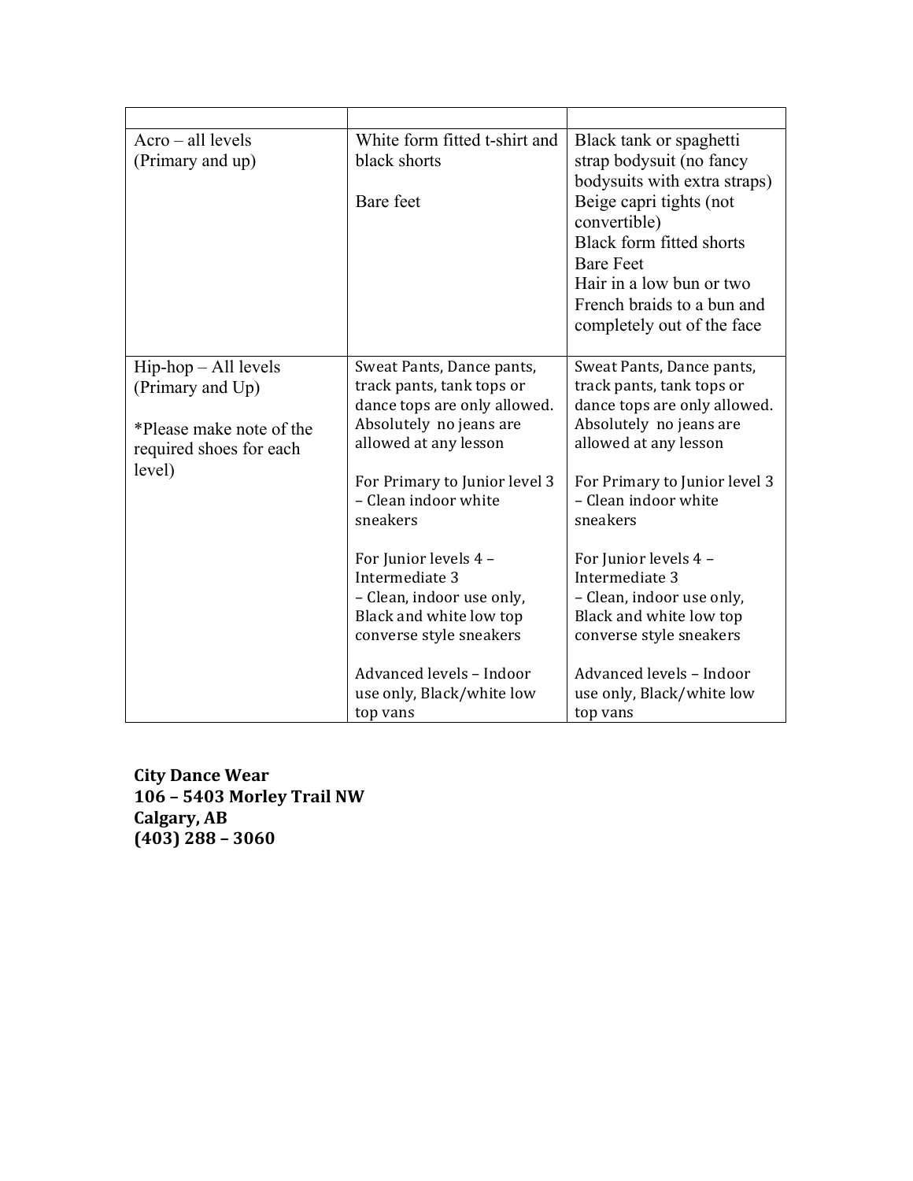| | | |
|---|---|---|
| Acro – all levels (Primary and up) | White form fitted t-shirt and black shorts<br><br>Bare feet | Black tank or spaghetti strap bodysuit (no fancy bodysuits with extra straps)<br>Beige capri tights (not convertible)<br>Black form fitted shorts<br>Bare Feet<br>Hair in a low bun or two French braids to a bun and completely out of the face |
| Hip-hop – All levels (Primary and Up)<br><br>*Please make note of the required shoes for each level) | Sweat Pants, Dance pants, track pants, tank tops or dance tops are only allowed. Absolutely no jeans are allowed at any lesson<br><br>For Primary to Junior level 3 – Clean indoor white sneakers<br><br>For Junior levels 4 – Intermediate 3<br>– Clean, indoor use only, Black and white low top converse style sneakers<br><br>Advanced levels – Indoor use only, Black/white low top vans | Sweat Pants, Dance pants, track pants, tank tops or dance tops are only allowed. Absolutely no jeans are allowed at any lesson<br><br>For Primary to Junior level 3 – Clean indoor white sneakers<br><br>For Junior levels 4 – Intermediate 3<br>– Clean, indoor use only, Black and white low top converse style sneakers<br><br>Advanced levels – Indoor use only, Black/white low top vans |

**City Dance Wear**
**106 – 5403 Morley Trail NW**
**Calgary, AB**
**(403) 288 – 3060**